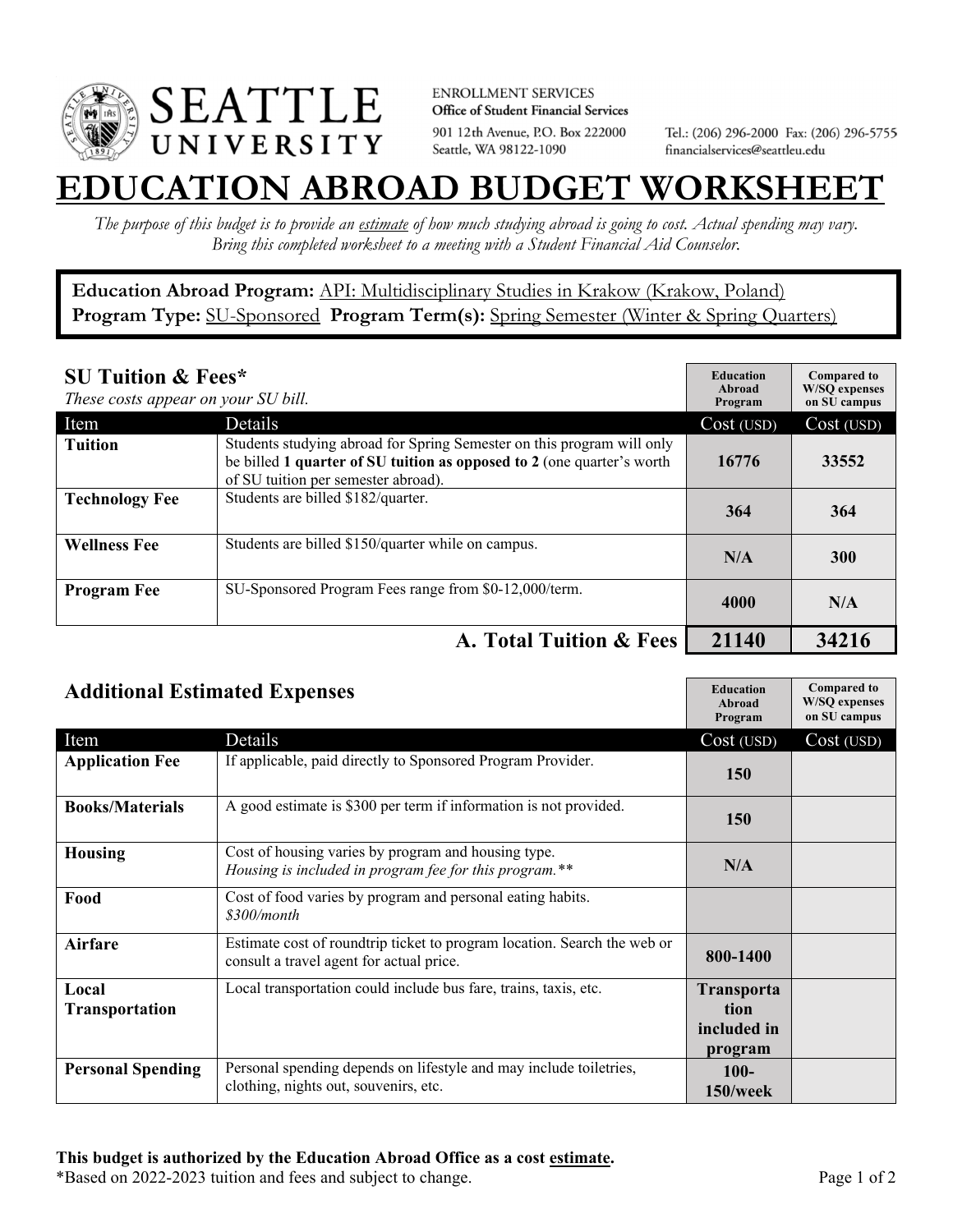SEATTLE UNIVERSITY

ENROLLMENT SERVICES
**Office of Student Financial Services**
901 12th Avenue, P.O. Box 222000
Seattle, WA 98122-1090

Tel.: (206) 296-2000 Fax: (206) 296-5755
financialservices@seattleu.edu

# EDUCATION ABROAD BUDGET WORKSHEET

*The purpose of this budget is to provide an estimate of how much studying abroad is going to cost. Actual spending may vary. Bring this completed worksheet to a meeting with a Student Financial Aid Counselor.*

**Education Abroad Program:** API: Multidisciplinary Studies in Krakow (Krakow, Poland)
**Program Type:** SU-Sponsored **Program Term(s):** Spring Semester (Winter & Spring Quarters)

## SU Tuition & Fees*

*These costs appear on your SU bill.*

| Item | Details | Education Abroad Program Cost (USD) | Compared to W/SQ expenses on SU campus Cost (USD) |
|---|---|---|---|
| **Tuition** | Students studying abroad for Spring Semester on this program will only be billed **1 quarter of SU tuition as opposed to 2** (one quarter's worth of SU tuition per semester abroad). | 16776 | 33552 |
| **Technology Fee** | Students are billed $182/quarter. | 364 | 364 |
| **Wellness Fee** | Students are billed $150/quarter while on campus. | N/A | 300 |
| **Program Fee** | SU-Sponsored Program Fees range from $0-12,000/term. | 4000 | N/A |
| | **A. Total Tuition & Fees** | **21140** | **34216** |

## Additional Estimated Expenses

| Item | Details | Education Abroad Program Cost (USD) | Compared to W/SQ expenses on SU campus Cost (USD) |
|---|---|---|---|
| **Application Fee** | If applicable, paid directly to Sponsored Program Provider. | 150 | |
| **Books/Materials** | A good estimate is $300 per term if information is not provided. | 150 | |
| **Housing** | Cost of housing varies by program and housing type. *Housing is included in program fee for this program.*** | N/A | |
| **Food** | Cost of food varies by program and personal eating habits. *$300/month* | | |
| **Airfare** | Estimate cost of roundtrip ticket to program location. Search the web or consult a travel agent for actual price. | 800-1400 | |
| **Local Transportation** | Local transportation could include bus fare, trains, taxis, etc. | **Transportation included in program** | |
| **Personal Spending** | Personal spending depends on lifestyle and may include toiletries, clothing, nights out, souvenirs, etc. | **100-150/week** | |

**This budget is authorized by the Education Abroad Office as a cost estimate.**
*Based on 2022-2023 tuition and fees and subject to change.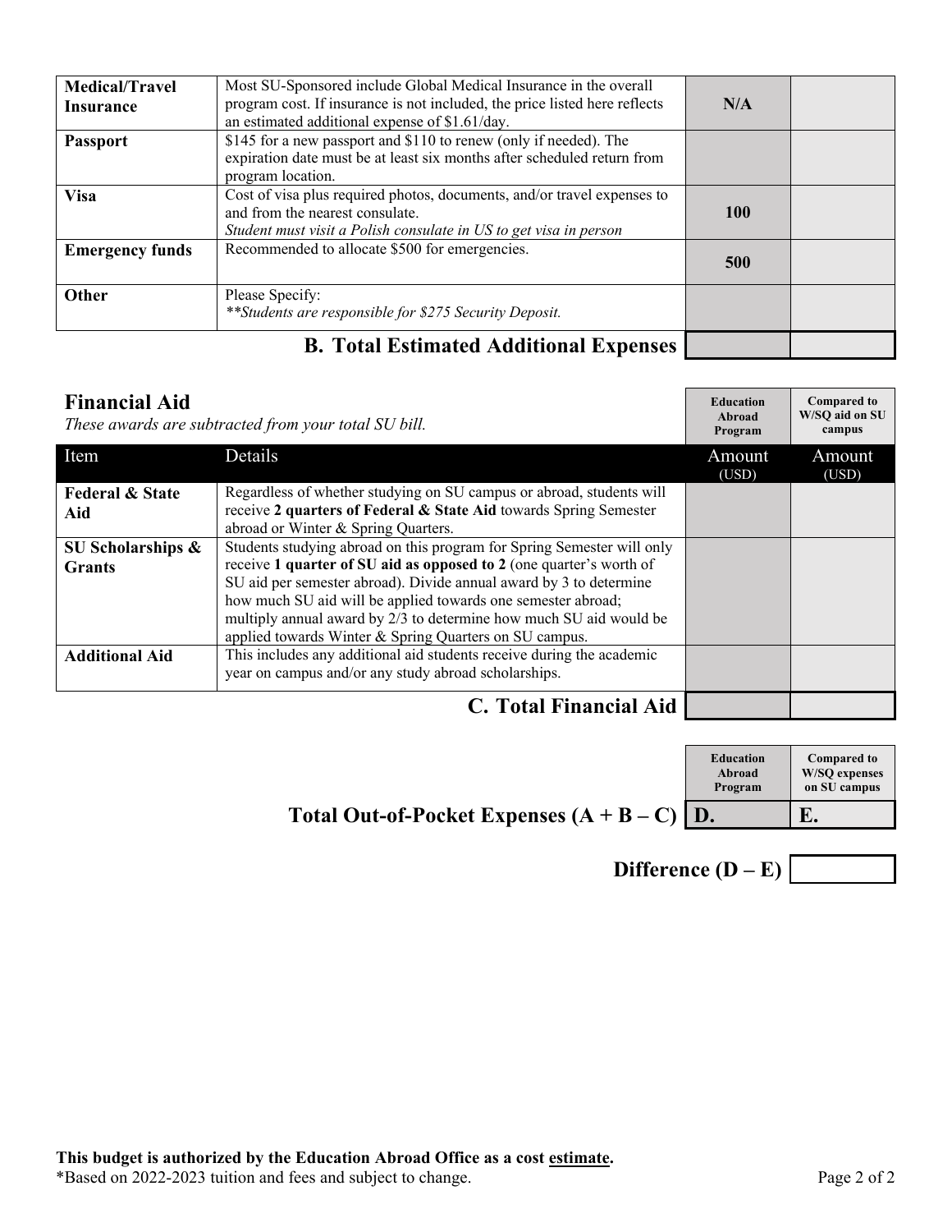| | | | |
|---|---|---|---|
| **Medical/Travel Insurance** | Most SU-Sponsored include Global Medical Insurance in the overall program cost. If insurance is not included, the price listed here reflects an estimated additional expense of $1.61/day. | **N/A** | |
| **Passport** | $145 for a new passport and $110 to renew (only if needed). The expiration date must be at least six months after scheduled return from program location. | | |
| **Visa** | Cost of visa plus required photos, documents, and/or travel expenses to and from the nearest consulate. *Student must visit a Polish consulate in US to get visa in person* | **100** | |
| **Emergency funds** | Recommended to allocate $500 for emergencies. | **500** | |
| **Other** | Please Specify: *\*\*Students are responsible for $275 Security Deposit.* | | |
| | **B. Total Estimated Additional Expenses** | | |

## Financial Aid

*These awards are subtracted from your total SU bill.*

| | | **Education Abroad Program** | **Compared to W/SQ aid on SU campus** |
|---|---|---|---|
| Item | Details | Amount (USD) | Amount (USD) |
| **Federal & State Aid** | Regardless of whether studying on SU campus or abroad, students will receive **2 quarters of Federal & State Aid** towards Spring Semester abroad or Winter & Spring Quarters. | | |
| **SU Scholarships & Grants** | Students studying abroad on this program for Spring Semester will only receive **1 quarter of SU aid as opposed to 2** (one quarter's worth of SU aid per semester abroad). Divide annual award by 3 to determine how much SU aid will be applied towards one semester abroad; multiply annual award by 2/3 to determine how much SU aid would be applied towards Winter & Spring Quarters on SU campus. | | |
| **Additional Aid** | This includes any additional aid students receive during the academic year on campus and/or any study abroad scholarships. | | |
| | **C. Total Financial Aid** | | |

| | **Education Abroad Program** | **Compared to W/SQ expenses on SU campus** |
|---|---|---|
| **Total Out-of-Pocket Expenses (A + B – C)** | **D.** | **E.** |

| | |
|---|---|
| **Difference (D – E)** | |

**This budget is authorized by the Education Abroad Office as a cost estimate.**

*Based on 2022-2023 tuition and fees and subject to change.